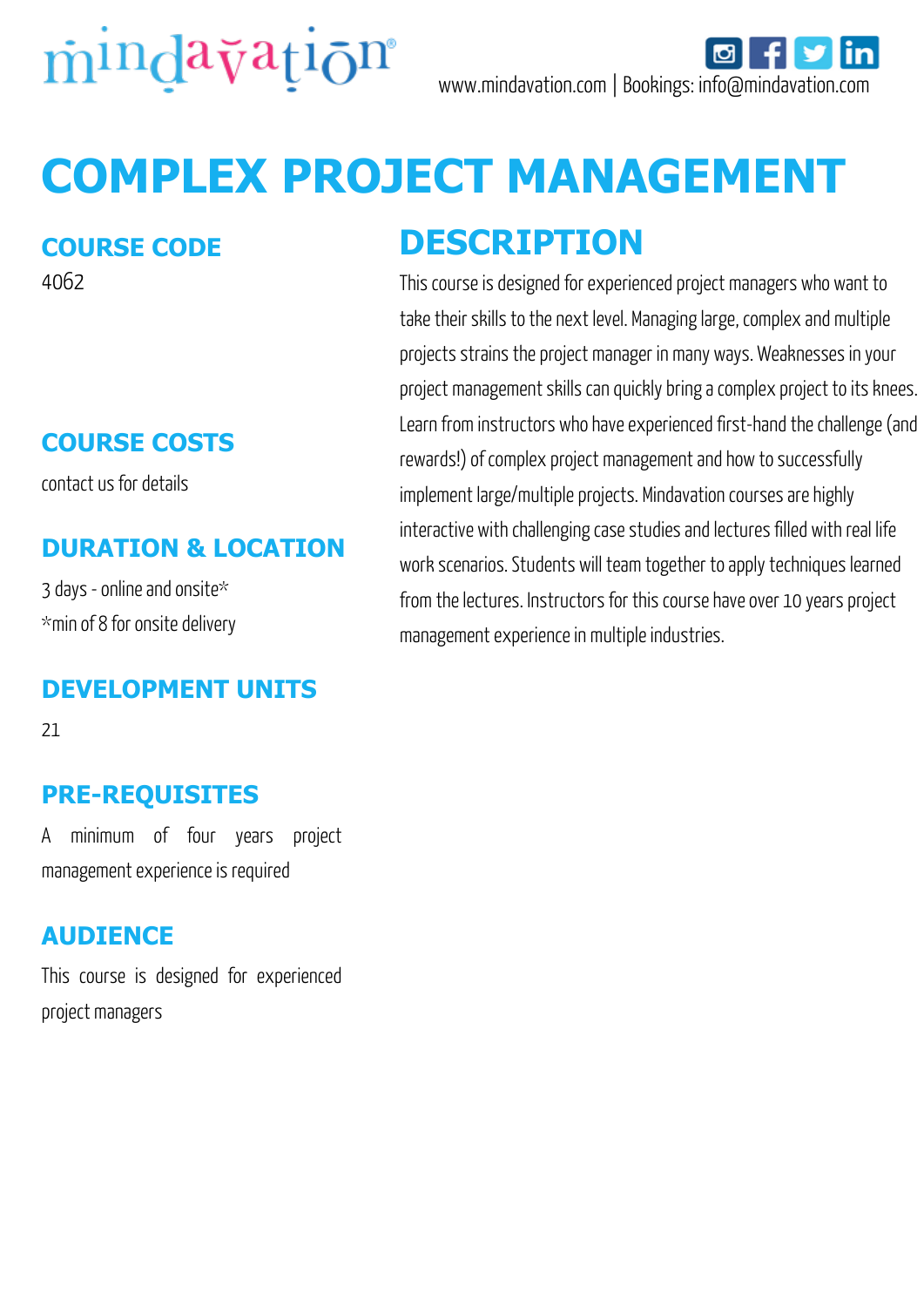mindavation®

www.mindavation.com | Bookings: info@mindavation.com

# COMPLEX PROJECT MANAGEMENT

## COURSE CODE

4062

## COURSE COSTS

contact us for details

## DURATION & LOCATION

3 days - online and onsite*

*min of 8 for onsite delivery

## DEVELOPMENT UNITS

21

## PRE-REQUISITES

A minimum of four years project management experience is required

## AUDIENCE

This course is designed for experienced project managers

## DESCRIPTION

This course is designed for experienced project managers who want to take their skills to the next level. Managing large, complex and multiple projects strains the project manager in many ways. Weaknesses in your project management skills can quickly bring a complex project to its knees. Learn from instructors who have experienced first-hand the challenge (and rewards!) of complex project management and how to successfully implement large/multiple projects. Mindavation courses are highly interactive with challenging case studies and lectures filled with real life work scenarios. Students will team together to apply techniques learned from the lectures. Instructors for this course have over 10 years project management experience in multiple industries.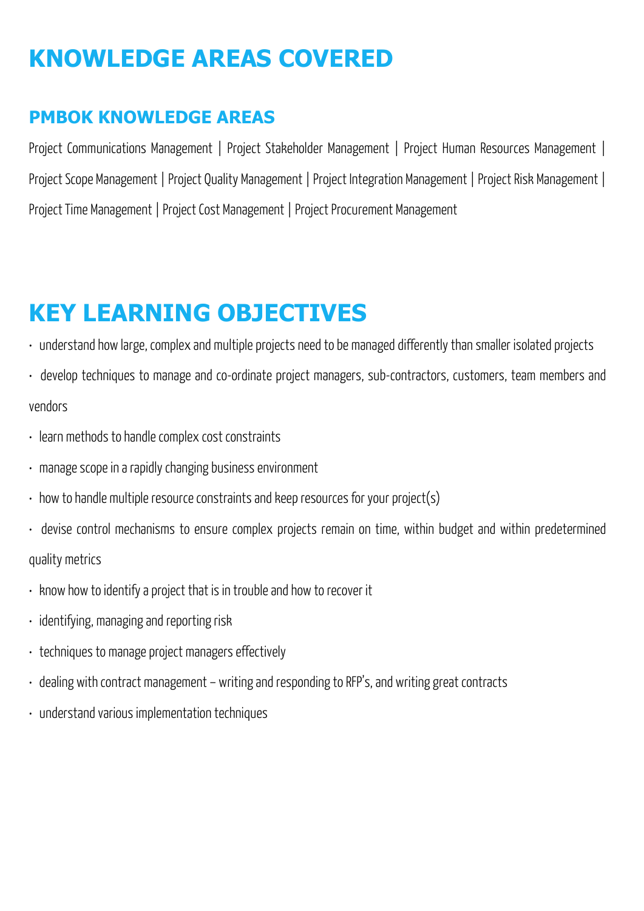# KNOWLEDGE AREAS COVERED

## PMBOK KNOWLEDGE AREAS

Project Communications Management | Project Stakeholder Management | Project Human Resources Management | Project Scope Management | Project Quality Management | Project Integration Management | Project Risk Management | Project Time Management | Project Cost Management | Project Procurement Management

# KEY LEARNING OBJECTIVES

- understand how large, complex and multiple projects need to be managed differently than smaller isolated projects
- develop techniques to manage and co-ordinate project managers, sub-contractors, customers, team members and vendors
- learn methods to handle complex cost constraints
- manage scope in a rapidly changing business environment
- how to handle multiple resource constraints and keep resources for your project(s)
- devise control mechanisms to ensure complex projects remain on time, within budget and within predetermined quality metrics
- know how to identify a project that is in trouble and how to recover it
- identifying, managing and reporting risk
- techniques to manage project managers effectively
- dealing with contract management – writing and responding to RFP's, and writing great contracts
- understand various implementation techniques